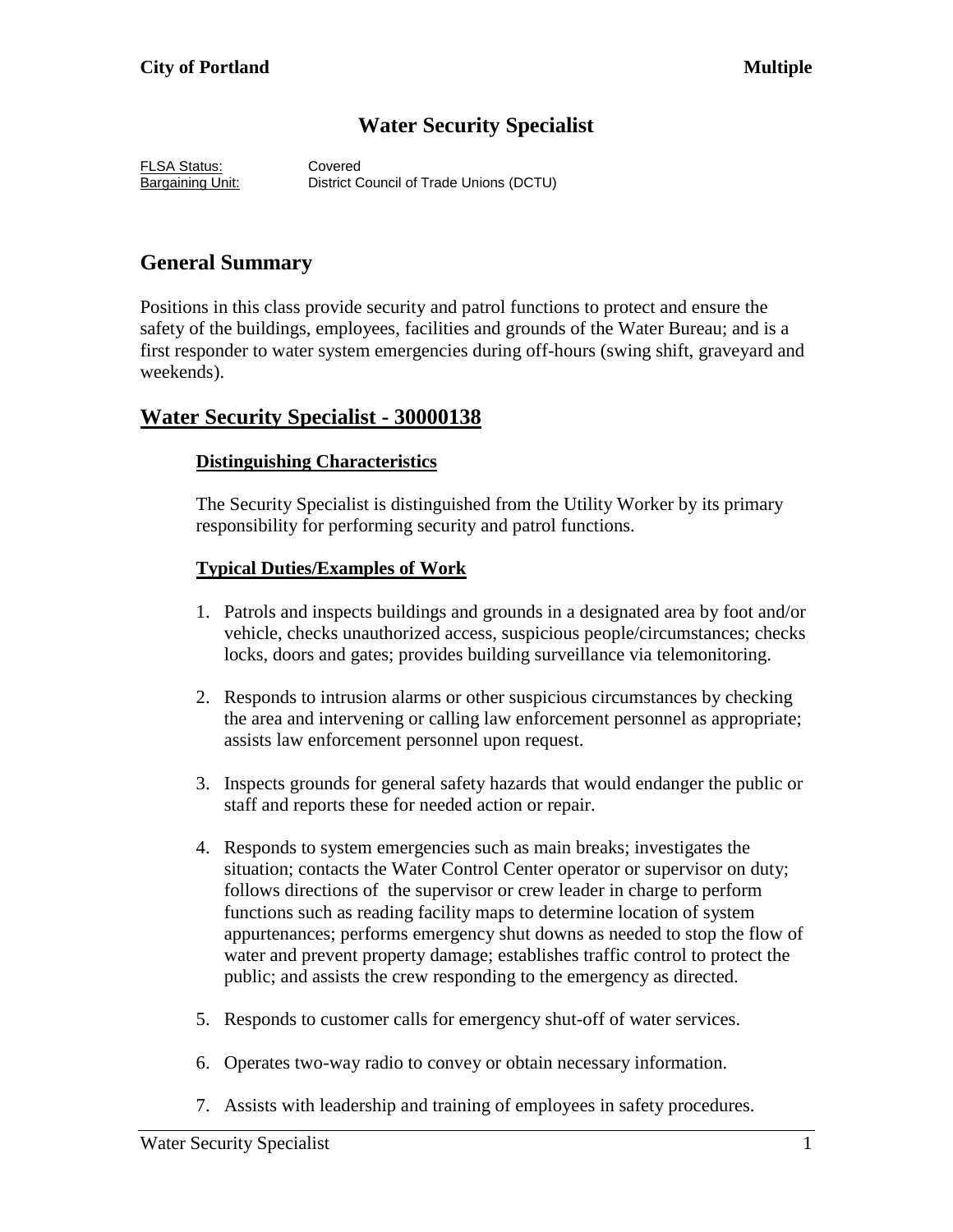# Water Security Specialist

FLSA Status: Covered
Bargaining Unit: District Council of Trade Unions (DCTU)

## General Summary

Positions in this class provide security and patrol functions to protect and ensure the safety of the buildings, employees, facilities and grounds of the Water Bureau; and is a first responder to water system emergencies during off-hours (swing shift, graveyard and weekends).

## Water Security Specialist - 30000138

### Distinguishing Characteristics

The Security Specialist is distinguished from the Utility Worker by its primary responsibility for performing security and patrol functions.

### Typical Duties/Examples of Work

1. Patrols and inspects buildings and grounds in a designated area by foot and/or vehicle, checks unauthorized access, suspicious people/circumstances; checks locks, doors and gates; provides building surveillance via telemonitoring.

2. Responds to intrusion alarms or other suspicious circumstances by checking the area and intervening or calling law enforcement personnel as appropriate; assists law enforcement personnel upon request.

3. Inspects grounds for general safety hazards that would endanger the public or staff and reports these for needed action or repair.

4. Responds to system emergencies such as main breaks; investigates the situation; contacts the Water Control Center operator or supervisor on duty; follows directions of the supervisor or crew leader in charge to perform functions such as reading facility maps to determine location of system appurtenances; performs emergency shut downs as needed to stop the flow of water and prevent property damage; establishes traffic control to protect the public; and assists the crew responding to the emergency as directed.

5. Responds to customer calls for emergency shut-off of water services.

6. Operates two-way radio to convey or obtain necessary information.

7. Assists with leadership and training of employees in safety procedures.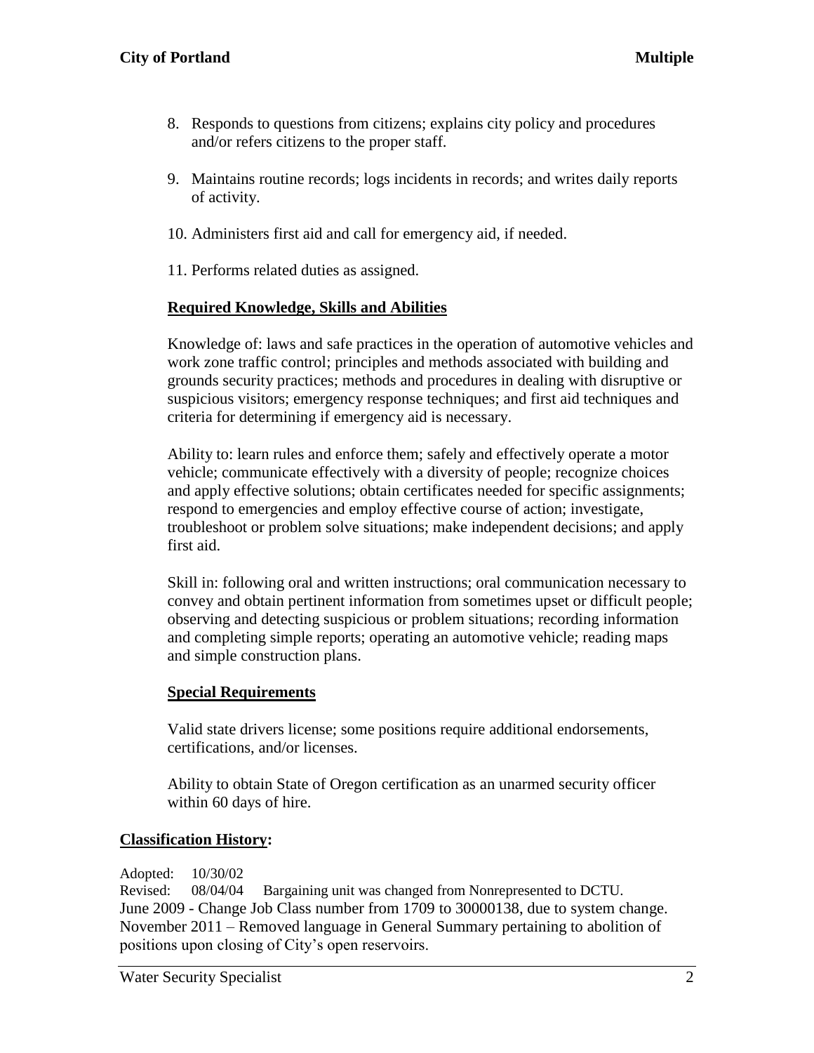8. Responds to questions from citizens; explains city policy and procedures and/or refers citizens to the proper staff.

9. Maintains routine records; logs incidents in records; and writes daily reports of activity.

10. Administers first aid and call for emergency aid, if needed.

11. Performs related duties as assigned.

**Required Knowledge, Skills and Abilities**

Knowledge of: laws and safe practices in the operation of automotive vehicles and work zone traffic control; principles and methods associated with building and grounds security practices; methods and procedures in dealing with disruptive or suspicious visitors; emergency response techniques; and first aid techniques and criteria for determining if emergency aid is necessary.

Ability to: learn rules and enforce them; safely and effectively operate a motor vehicle; communicate effectively with a diversity of people; recognize choices and apply effective solutions; obtain certificates needed for specific assignments; respond to emergencies and employ effective course of action; investigate, troubleshoot or problem solve situations; make independent decisions; and apply first aid.

Skill in: following oral and written instructions; oral communication necessary to convey and obtain pertinent information from sometimes upset or difficult people; observing and detecting suspicious or problem situations; recording information and completing simple reports; operating an automotive vehicle; reading maps and simple construction plans.

**Special Requirements**

Valid state drivers license; some positions require additional endorsements, certifications, and/or licenses.

Ability to obtain State of Oregon certification as an unarmed security officer within 60 days of hire.

**Classification History:**

Adopted: 10/30/02
Revised: 08/04/04 Bargaining unit was changed from Nonrepresented to DCTU.
June 2009 - Change Job Class number from 1709 to 30000138, due to system change.
November 2011 – Removed language in General Summary pertaining to abolition of positions upon closing of City's open reservoirs.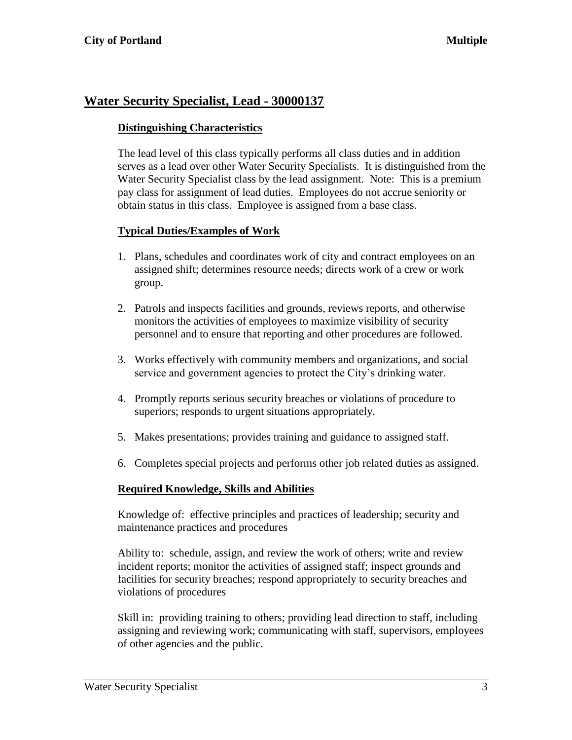## Water Security Specialist, Lead - 30000137

### Distinguishing Characteristics

The lead level of this class typically performs all class duties and in addition serves as a lead over other Water Security Specialists. It is distinguished from the Water Security Specialist class by the lead assignment. Note: This is a premium pay class for assignment of lead duties. Employees do not accrue seniority or obtain status in this class. Employee is assigned from a base class.

### Typical Duties/Examples of Work

1. Plans, schedules and coordinates work of city and contract employees on an assigned shift; determines resource needs; directs work of a crew or work group.
2. Patrols and inspects facilities and grounds, reviews reports, and otherwise monitors the activities of employees to maximize visibility of security personnel and to ensure that reporting and other procedures are followed.
3. Works effectively with community members and organizations, and social service and government agencies to protect the City's drinking water.
4. Promptly reports serious security breaches or violations of procedure to superiors; responds to urgent situations appropriately.
5. Makes presentations; provides training and guidance to assigned staff.
6. Completes special projects and performs other job related duties as assigned.

### Required Knowledge, Skills and Abilities

Knowledge of: effective principles and practices of leadership; security and maintenance practices and procedures

Ability to: schedule, assign, and review the work of others; write and review incident reports; monitor the activities of assigned staff; inspect grounds and facilities for security breaches; respond appropriately to security breaches and violations of procedures

Skill in: providing training to others; providing lead direction to staff, including assigning and reviewing work; communicating with staff, supervisors, employees of other agencies and the public.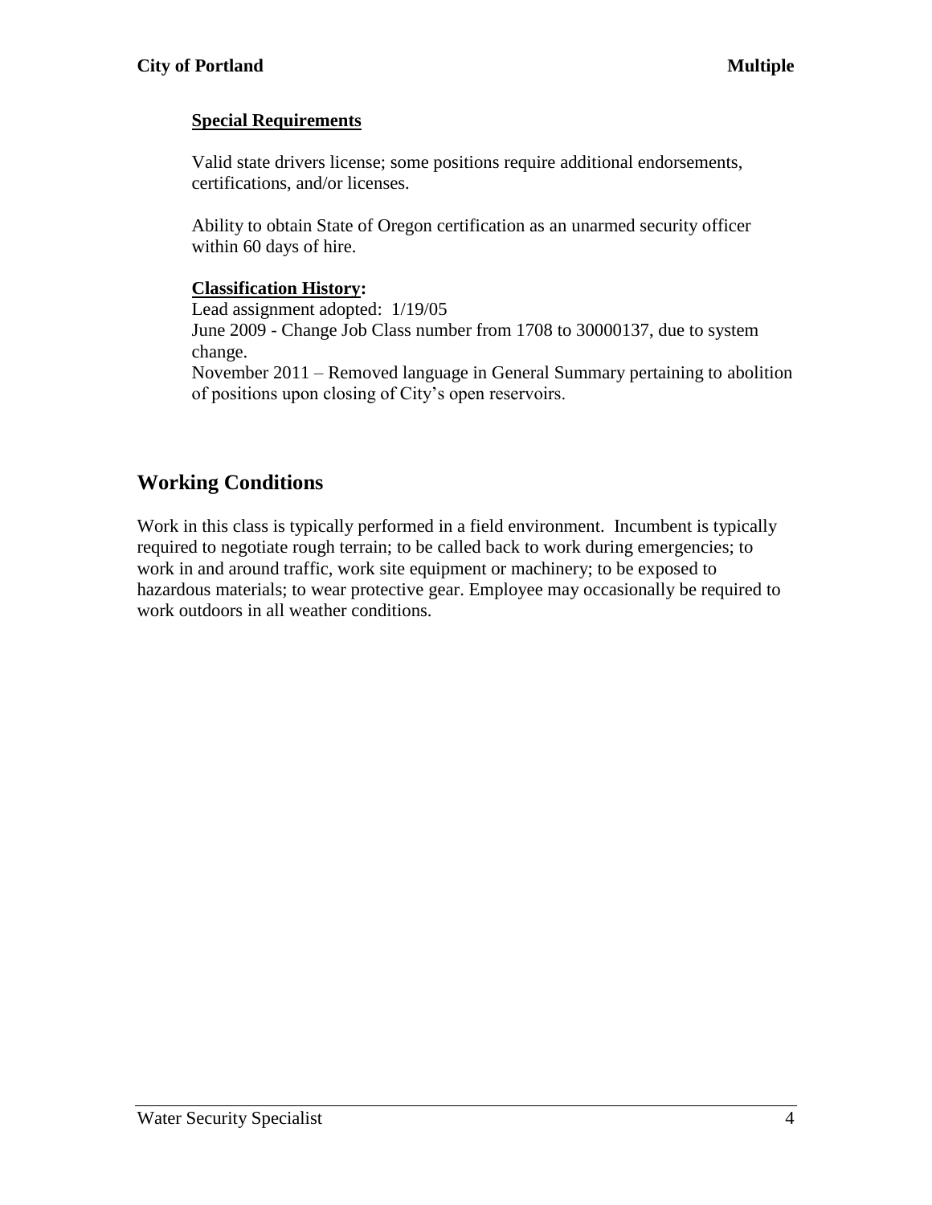**Special Requirements**

Valid state drivers license; some positions require additional endorsements, certifications, and/or licenses.

Ability to obtain State of Oregon certification as an unarmed security officer within 60 days of hire.

**Classification History:**

Lead assignment adopted: 1/19/05
June 2009 - Change Job Class number from 1708 to 30000137, due to system change.
November 2011 – Removed language in General Summary pertaining to abolition of positions upon closing of City's open reservoirs.

## Working Conditions

Work in this class is typically performed in a field environment. Incumbent is typically required to negotiate rough terrain; to be called back to work during emergencies; to work in and around traffic, work site equipment or machinery; to be exposed to hazardous materials; to wear protective gear. Employee may occasionally be required to work outdoors in all weather conditions.